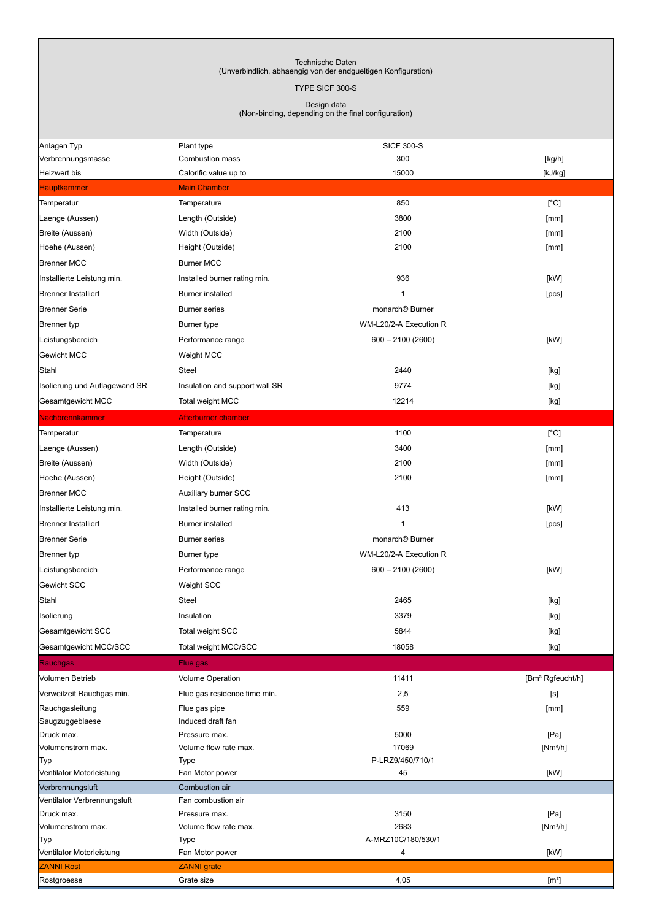Technische Daten
(Unverbindlich, abhaengig von der endgueltigen Konfiguration)

TYPE SICF 300-S

Design data
(Non-binding, depending on the final configuration)

| | | | |
|---|---|---|---|
| Anlagen Typ | Plant type | SICF 300-S | |
| Verbrennungsmasse | Combustion mass | 300 | [kg/h] |
| Heizwert bis | Calorific value up to | 15000 | [kJ/kg] |
| **Hauptkammer** | **Main Chamber** | | |
| Temperatur | Temperature | 850 | [°C] |
| Laenge (Aussen) | Length (Outside) | 3800 | [mm] |
| Breite (Aussen) | Width (Outside) | 2100 | [mm] |
| Hoehe (Aussen) | Height (Outside) | 2100 | [mm] |
| Brenner MCC | Burner MCC | | |
| Installierte Leistung min. | Installed burner rating min. | 936 | [kW] |
| Brenner Installiert | Burner installed | 1 | [pcs] |
| Brenner Serie | Burner series | monarch® Burner | |
| Brenner typ | Burner type | WM-L20/2-A Execution R | |
| Leistungsbereich | Performance range | 600 – 2100 (2600) | [kW] |
| Gewicht MCC | Weight MCC | | |
| Stahl | Steel | 2440 | [kg] |
| Isolierung und Auflagewand SR | Insulation and support wall SR | 9774 | [kg] |
| Gesamtgewicht MCC | Total weight MCC | 12214 | [kg] |
| **Nachbrennkammer** | **Afterburner chamber** | | |
| Temperatur | Temperature | 1100 | [°C] |
| Laenge (Aussen) | Length (Outside) | 3400 | [mm] |
| Breite (Aussen) | Width (Outside) | 2100 | [mm] |
| Hoehe (Aussen) | Height (Outside) | 2100 | [mm] |
| Brenner MCC | Auxiliary burner SCC | | |
| Installierte Leistung min. | Installed burner rating min. | 413 | [kW] |
| Brenner Installiert | Burner installed | 1 | [pcs] |
| Brenner Serie | Burner series | monarch® Burner | |
| Brenner typ | Burner type | WM-L20/2-A Execution R | |
| Leistungsbereich | Performance range | 600 – 2100 (2600) | [kW] |
| Gewicht SCC | Weight SCC | | |
| Stahl | Steel | 2465 | [kg] |
| Isolierung | Insulation | 3379 | [kg] |
| Gesamtgewicht SCC | Total weight SCC | 5844 | [kg] |
| Gesamtgewicht MCC/SCC | Total weight MCC/SCC | 18058 | [kg] |
| **Rauchgas** | **Flue gas** | | |
| Volumen Betrieb | Volume Operation | 11411 | [Bm³ Rgfeucht/h] |
| Verweilzeit Rauchgas min. | Flue gas residence time min. | 2,5 | [s] |
| Rauchgasleitung | Flue gas pipe | 559 | [mm] |
| Saugzuggeblaese | Induced draft fan | | |
| Druck max. | Pressure max. | 5000 | [Pa] |
| Volumenstrom max. | Volume flow rate max. | 17069 | [Nm³/h] |
| Typ | Type | P-LRZ9/450/710/1 | |
| Ventilator Motorleistung | Fan Motor power | 45 | [kW] |
| **Verbrennungsluft** | **Combustion air** | | |
| Ventilator Verbrennungsluft | Fan combustion air | | |
| Druck max. | Pressure max. | 3150 | [Pa] |
| Volumenstrom max. | Volume flow rate max. | 2683 | [Nm³/h] |
| Typ | Type | A-MRZ10C/180/530/1 | |
| Ventilator Motorleistung | Fan Motor power | 4 | [kW] |
| **ZANNI Rost** | **ZANNI grate** | | |
| Rostgroesse | Grate size | 4,05 | [m²] |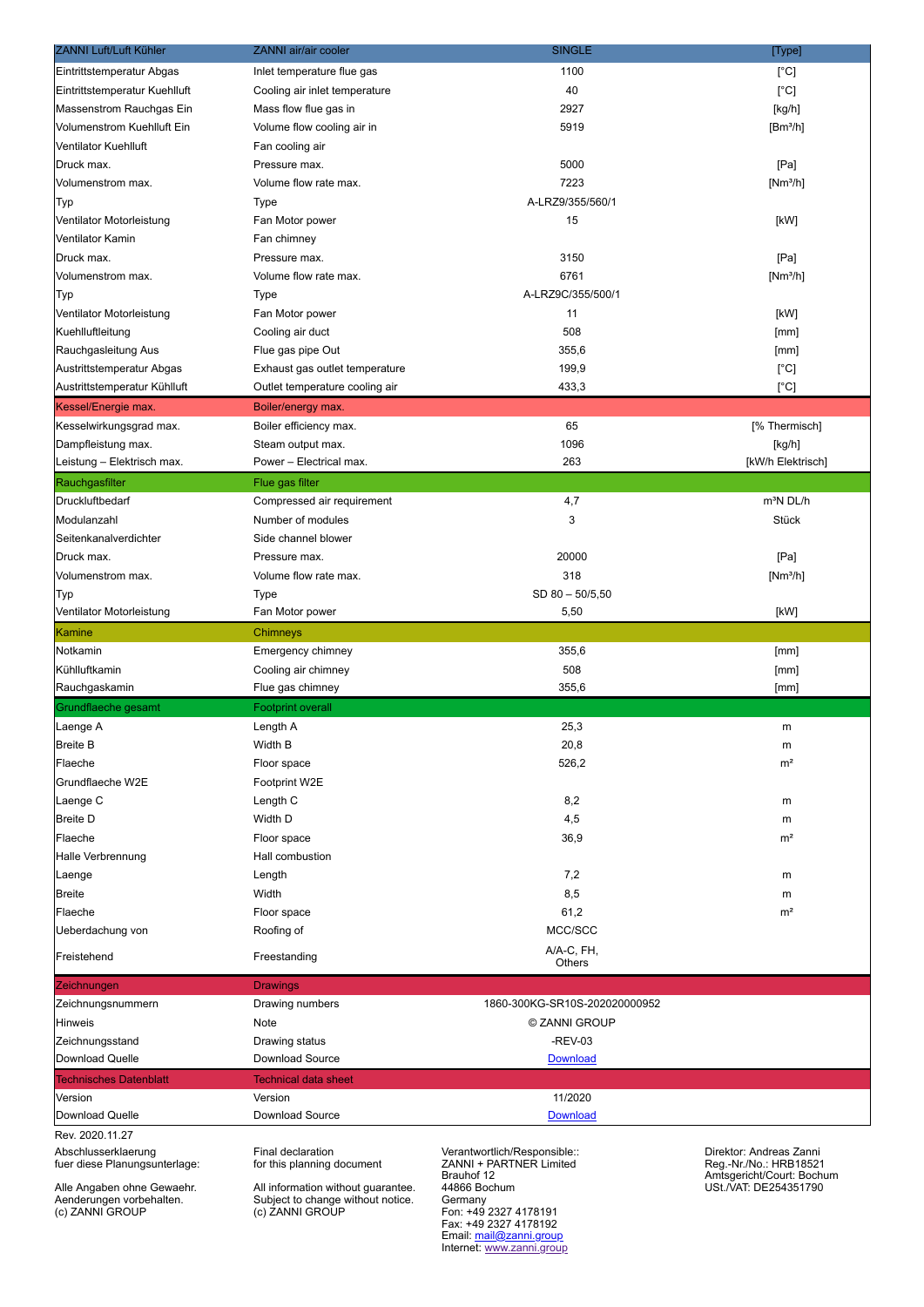| ZANNI Luft/Luft Kühler | ZANNI air/air cooler | SINGLE | [Type] |
| --- | --- | --- | --- |
| Eintrittstemperatur Abgas | Inlet temperature flue gas | 1100 | [°C] |
| Eintrittstemperatur Kuehlluft | Cooling air inlet temperature | 40 | [°C] |
| Massenstrom Rauchgas Ein | Mass flow flue gas in | 2927 | [kg/h] |
| Volumenstrom Kuehlluft Ein | Volume flow cooling air in | 5919 | [Bm³/h] |
| Ventilator Kuehlluft | Fan cooling air | | |
| Druck max. | Pressure max. | 5000 | [Pa] |
| Volumenstrom max. | Volume flow rate max. | 7223 | [Nm³/h] |
| Typ | Type | A-LRZ9/355/560/1 | |
| Ventilator Motorleistung | Fan Motor power | 15 | [kW] |
| Ventilator Kamin | Fan chimney | | |
| Druck max. | Pressure max. | 3150 | [Pa] |
| Volumenstrom max. | Volume flow rate max. | 6761 | [Nm³/h] |
| Typ | Type | A-LRZ9C/355/500/1 | |
| Ventilator Motorleistung | Fan Motor power | 11 | [kW] |
| Kuehlluftleitung | Cooling air duct | 508 | [mm] |
| Rauchgasleitung Aus | Flue gas pipe Out | 355,6 | [mm] |
| Austrittstemperatur Abgas | Exhaust gas outlet temperature | 199,9 | [°C] |
| Austrittstemperatur Kühlluft | Outlet temperature cooling air | 433,3 | [°C] |
| Kessel/Energie max. | Boiler/energy max. | | |
| Kesselwirkungsgrad max. | Boiler efficiency max. | 65 | [% Thermisch] |
| Dampfleistung max. | Steam output max. | 1096 | [kg/h] |
| Leistung – Elektrisch max. | Power – Electrical max. | 263 | [kW/h Elektrisch] |
| Rauchgasfilter | Flue gas filter | | |
| Druckluftbedarf | Compressed air requirement | 4,7 | m³N DL/h |
| Modulanzahl | Number of modules | 3 | Stück |
| Seitenkanalverdichter | Side channel blower | | |
| Druck max. | Pressure max. | 20000 | [Pa] |
| Volumenstrom max. | Volume flow rate max. | 318 | [Nm³/h] |
| Typ | Type | SD 80 – 50/5,50 | |
| Ventilator Motorleistung | Fan Motor power | 5,50 | [kW] |
| Kamine | Chimneys | | |
| Notkamin | Emergency chimney | 355,6 | [mm] |
| Kühlluftkamin | Cooling air chimney | 508 | [mm] |
| Rauchgaskamin | Flue gas chimney | 355,6 | [mm] |
| Grundflaeche gesamt | Footprint overall | | |
| Laenge A | Length A | 25,3 | m |
| Breite B | Width B | 20,8 | m |
| Flaeche | Floor space | 526,2 | m² |
| Grundflaeche W2E | Footprint W2E | | |
| Laenge C | Length C | 8,2 | m |
| Breite D | Width D | 4,5 | m |
| Flaeche | Floor space | 36,9 | m² |
| Halle Verbrennung | Hall combustion | | |
| Laenge | Length | 7,2 | m |
| Breite | Width | 8,5 | m |
| Flaeche | Floor space | 61,2 | m² |
| Ueberdachung von | Roofing of | MCC/SCC | |
| Freistehend | Freestanding | A/A-C, FH, Others | |
| Zeichnungen | Drawings | | |
| Zeichnungsnummern | Drawing numbers | 1860-300KG-SR10S-202020000952 | |
| Hinweis | Note | © ZANNI GROUP | |
| Zeichnungsstand | Drawing status | -REV-03 | |
| Download Quelle | Download Source | Download | |
| Technisches Datenblatt | Technical data sheet | | |
| Version | Version | 11/2020 | |
| Download Quelle | Download Source | Download | |

Rev. 2020.11.27

Abschlusserklaerung fuer diese Planungsunterlage:

Alle Angaben ohne Gewaehr.
Aenderungen vorbehalten.
(c) ZANNI GROUP

Final declaration for this planning document

All information without guarantee.
Subject to change without notice.
(c) ZANNI GROUP

Verantwortlich/Responsible::
ZANNI + PARTNER Limited
Brauhof 12
44866 Bochum
Germany
Fon: +49 2327 4178191
Fax: +49 2327 4178192
Email: mail@zanni.group
Internet: www.zanni.group

Direktor: Andreas Zanni
Reg.-Nr./No.: HRB18521
Amtsgericht/Court: Bochum
USt./VAT: DE254351790